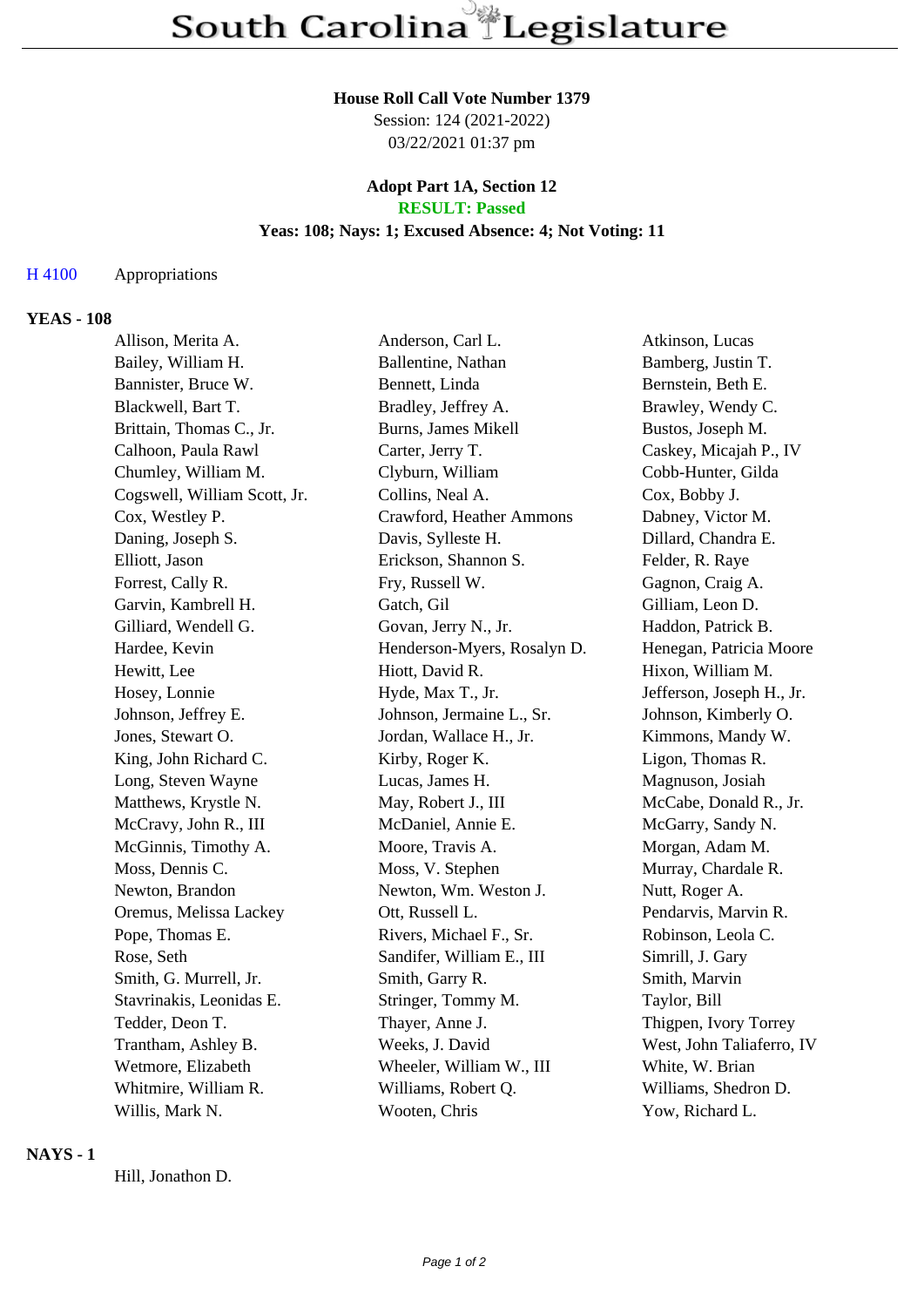# South Carolina Legislature

**House Roll Call Vote Number 1379**
Session: 124 (2021-2022)
03/22/2021 01:37 pm

**Adopt Part 1A, Section 12**
**RESULT: Passed**
**Yeas: 108; Nays: 1; Excused Absence: 4; Not Voting: 11**

H 4100 Appropriations

## YEAS - 108

| | | |
|---|---|---|
| Allison, Merita A. | Anderson, Carl L. | Atkinson, Lucas |
| Bailey, William H. | Ballentine, Nathan | Bamberg, Justin T. |
| Bannister, Bruce W. | Bennett, Linda | Bernstein, Beth E. |
| Blackwell, Bart T. | Bradley, Jeffrey A. | Brawley, Wendy C. |
| Brittain, Thomas C., Jr. | Burns, James Mikell | Bustos, Joseph M. |
| Calhoon, Paula Rawl | Carter, Jerry T. | Caskey, Micajah P., IV |
| Chumley, William M. | Clyburn, William | Cobb-Hunter, Gilda |
| Cogswell, William Scott, Jr. | Collins, Neal A. | Cox, Bobby J. |
| Cox, Westley P. | Crawford, Heather Ammons | Dabney, Victor M. |
| Daning, Joseph S. | Davis, Sylleste H. | Dillard, Chandra E. |
| Elliott, Jason | Erickson, Shannon S. | Felder, R. Raye |
| Forrest, Cally R. | Fry, Russell W. | Gagnon, Craig A. |
| Garvin, Kambrell H. | Gatch, Gil | Gilliam, Leon D. |
| Gilliard, Wendell G. | Govan, Jerry N., Jr. | Haddon, Patrick B. |
| Hardee, Kevin | Henderson-Myers, Rosalyn D. | Henegan, Patricia Moore |
| Hewitt, Lee | Hiott, David R. | Hixon, William M. |
| Hosey, Lonnie | Hyde, Max T., Jr. | Jefferson, Joseph H., Jr. |
| Johnson, Jeffrey E. | Johnson, Jermaine L., Sr. | Johnson, Kimberly O. |
| Jones, Stewart O. | Jordan, Wallace H., Jr. | Kimmons, Mandy W. |
| King, John Richard C. | Kirby, Roger K. | Ligon, Thomas R. |
| Long, Steven Wayne | Lucas, James H. | Magnuson, Josiah |
| Matthews, Krystle N. | May, Robert J., III | McCabe, Donald R., Jr. |
| McCravy, John R., III | McDaniel, Annie E. | McGarry, Sandy N. |
| McGinnis, Timothy A. | Moore, Travis A. | Morgan, Adam M. |
| Moss, Dennis C. | Moss, V. Stephen | Murray, Chardale R. |
| Newton, Brandon | Newton, Wm. Weston J. | Nutt, Roger A. |
| Oremus, Melissa Lackey | Ott, Russell L. | Pendarvis, Marvin R. |
| Pope, Thomas E. | Rivers, Michael F., Sr. | Robinson, Leola C. |
| Rose, Seth | Sandifer, William E., III | Simrill, J. Gary |
| Smith, G. Murrell, Jr. | Smith, Garry R. | Smith, Marvin |
| Stavrinakis, Leonidas E. | Stringer, Tommy M. | Taylor, Bill |
| Tedder, Deon T. | Thayer, Anne J. | Thigpen, Ivory Torrey |
| Trantham, Ashley B. | Weeks, J. David | West, John Taliaferro, IV |
| Wetmore, Elizabeth | Wheeler, William W., III | White, W. Brian |
| Whitmire, William R. | Williams, Robert Q. | Williams, Shedron D. |
| Willis, Mark N. | Wooten, Chris | Yow, Richard L. |

## NAYS - 1

Hill, Jonathon D.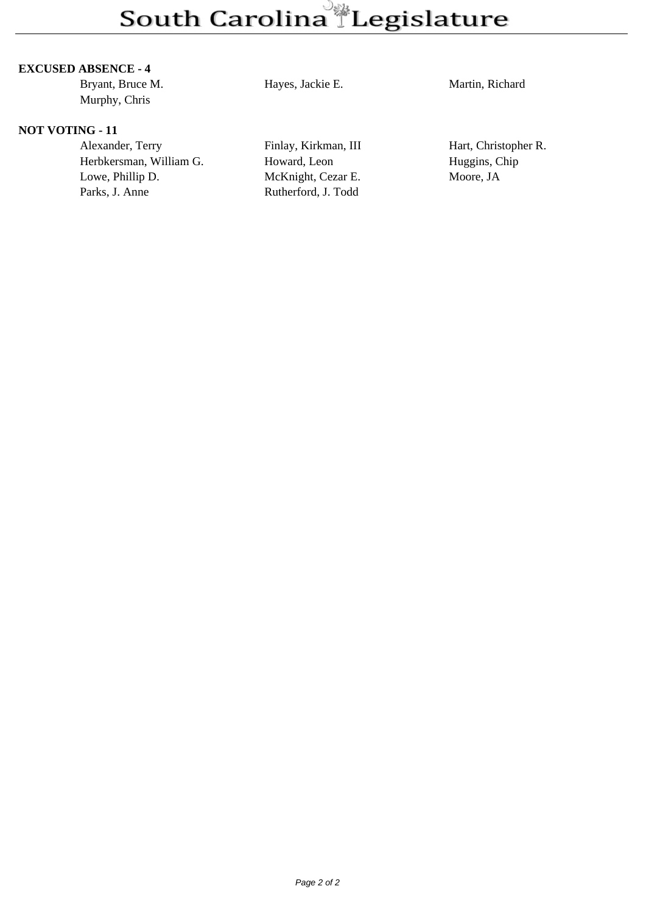**EXCUSED ABSENCE - 4**

| | | |
|---|---|---|
| Bryant, Bruce M. | Hayes, Jackie E. | Martin, Richard |
| Murphy, Chris | | |

**NOT VOTING - 11**

| | | |
|---|---|---|
| Alexander, Terry | Finlay, Kirkman, III | Hart, Christopher R. |
| Herbkersman, William G. | Howard, Leon | Huggins, Chip |
| Lowe, Phillip D. | McKnight, Cezar E. | Moore, JA |
| Parks, J. Anne | Rutherford, J. Todd | |